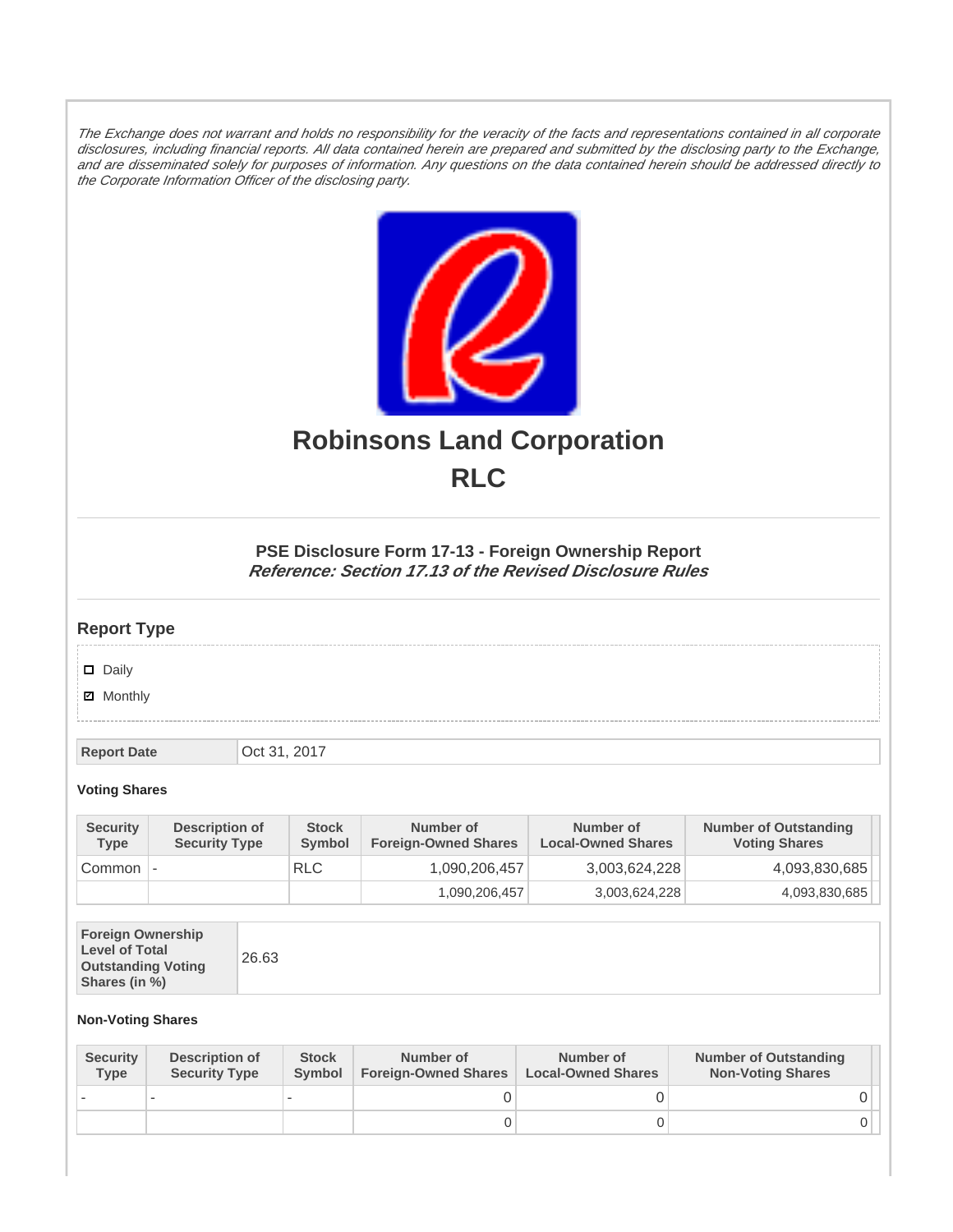*The Exchange does not warrant and holds no responsibility for the veracity of the facts and representations contained in all corporate disclosures, including financial reports. All data contained herein are prepared and submitted by the disclosing party to the Exchange, and are disseminated solely for purposes of information. Any questions on the data contained herein should be addressed directly to the Corporate Information Officer of the disclosing party.*

# Robinsons Land Corporation
# RLC

### PSE Disclosure Form 17-13 - Foreign Ownership Report
***Reference: Section 17.13 of the Revised Disclosure Rules***

## Report Type

- [ ] Daily
- [x] Monthly

| Report Date | Oct 31, 2017 |
|---|---|

**Voting Shares**

| Security Type | Description of Security Type | Stock Symbol | Number of Foreign-Owned Shares | Number of Local-Owned Shares | Number of Outstanding Voting Shares |
|---|---|---|---|---|---|
| Common | - | RLC | 1,090,206,457 | 3,003,624,228 | 4,093,830,685 |
| | | | 1,090,206,457 | 3,003,624,228 | 4,093,830,685 |

| Foreign Ownership Level of Total Outstanding Voting Shares (in %) | 26.63 |
|---|---|

**Non-Voting Shares**

| Security Type | Description of Security Type | Stock Symbol | Number of Foreign-Owned Shares | Number of Local-Owned Shares | Number of Outstanding Non-Voting Shares |
|---|---|---|---|---|---|
| - | - | - | 0 | 0 | 0 |
| | | | 0 | 0 | 0 |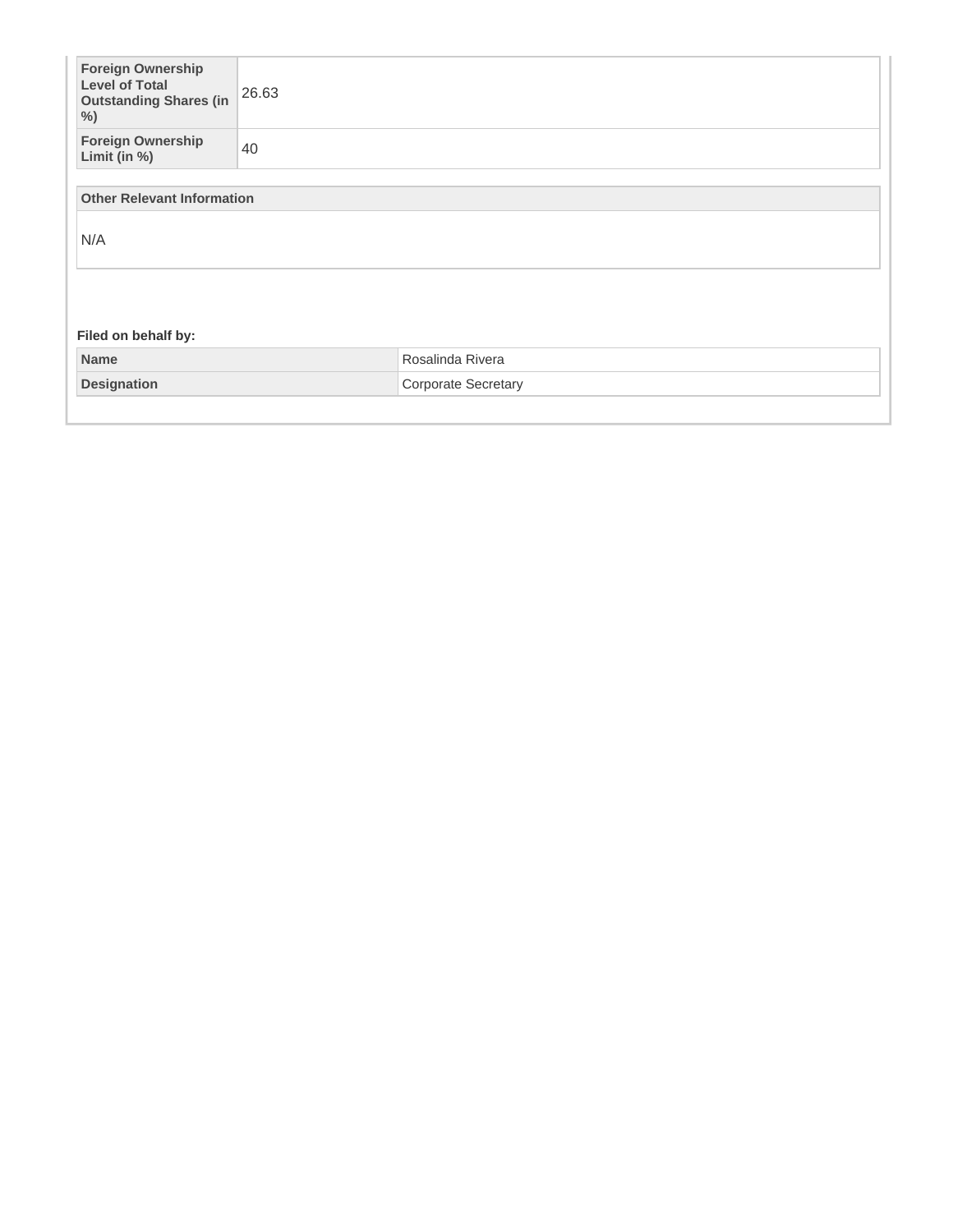| | |
|---|---|
| **Foreign Ownership Level of Total Outstanding Shares (in %)** | 26.63 |
| **Foreign Ownership Limit (in %)** | 40 |

| **Other Relevant Information** |
|---|
| N/A |

**Filed on behalf by:**

| | |
|---|---|
| **Name** | Rosalinda Rivera |
| **Designation** | Corporate Secretary |